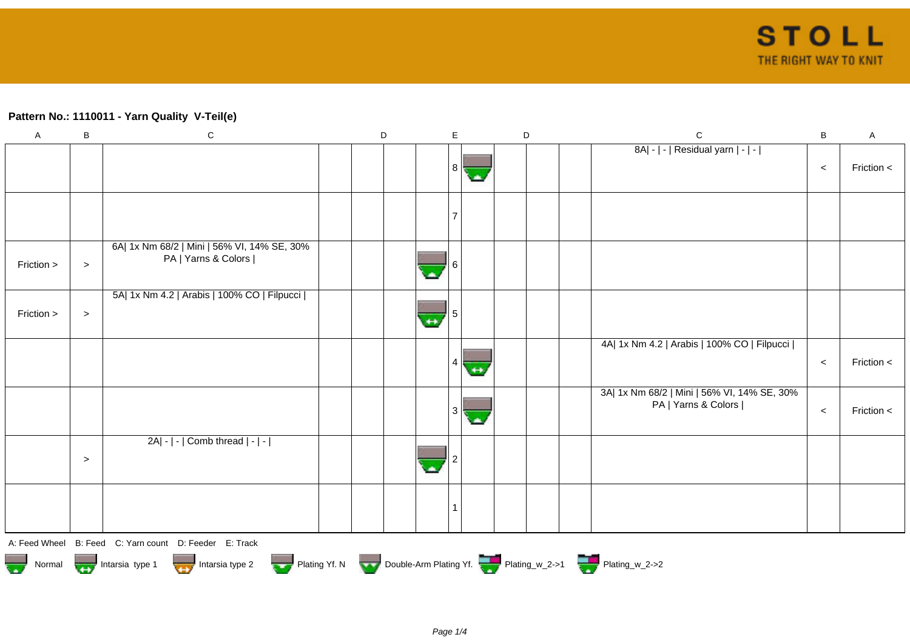**Pattern No.: 1110011 - Yarn Quality V-Teil(e)**

| A | B | C | D | D | D | D | E | D | D | D | D | C | B | A |
|---|---|---|---|---|---|---|---|---|---|---|---|---|---|---|
| | | | | | | | 8 | | | | | 8A\| - \| - \| Residual yarn \| - \| - \| | < | Friction < |
| | | | | | | | 7 | | | | | | | |
| Friction > | > | 6A\| 1x Nm 68/2 \| Mini \| 56% VI, 14% SE, 30% PA \| Yarns & Colors \| | | | | | 6 | | | | | | | |
| Friction > | > | 5A\| 1x Nm 4.2 \| Arabis \| 100% CO \| Filpucci \| | | | | | 5 | | | | | | | |
| | | | | | | | 4 | | | | | 4A\| 1x Nm 4.2 \| Arabis \| 100% CO \| Filpucci \| | < | Friction < |
| | | | | | | | 3 | | | | | 3A\| 1x Nm 68/2 \| Mini \| 56% VI, 14% SE, 30% PA \| Yarns & Colors \| | < | Friction < |
| | > | 2A\| - \| - \| Comb thread \| - \| - \| | | | | | 2 | | | | | | | |
| | | | | | | | 1 | | | | | | | |

A: Feed Wheel B: Feed C: Yarn count D: Feeder E: Track

Normal Intarsia type 1 Intarsia type 2 Plating Yf. N Double-Arm Plating Yf. Plating_w_2->1 Plating_w_2->2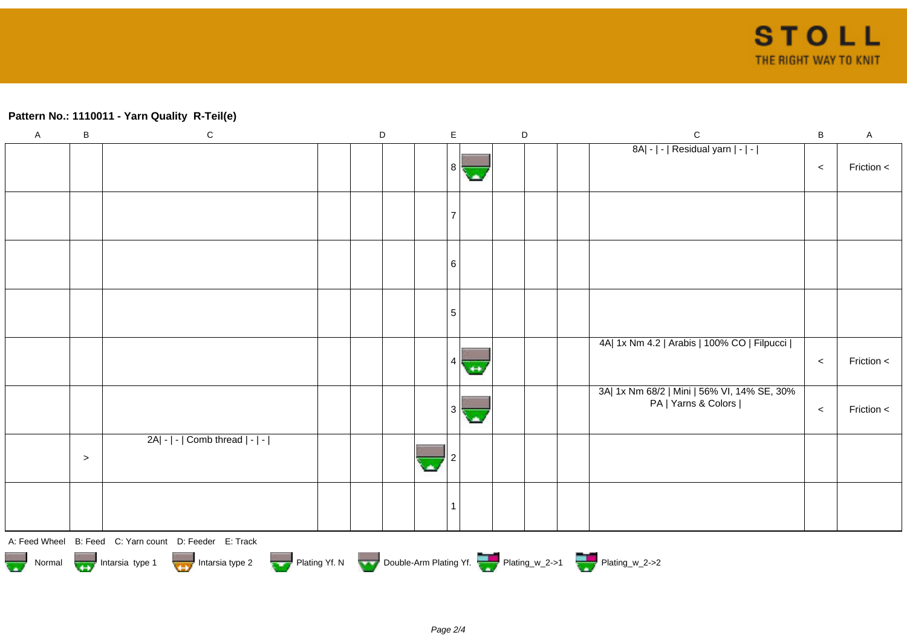**Pattern No.: 1110011 - Yarn Quality  R-Teil(e)**

| A | B | C | D | | | | E | | D | | | C | B | A |
|---|---|---|---|---|---|---|---|---|---|---|---|---|---|---|
| | | | | | | | 8 | | | | | 8A\| - \| - \| Residual yarn \| - \| - \| | < | Friction < |
| | | | | | | | 7 | | | | | | | |
| | | | | | | | 6 | | | | | | | |
| | | | | | | | 5 | | | | | | | |
| | | | | | | | 4 | | | | | 4A\| 1x Nm 4.2 \| Arabis \| 100% CO \| Filpucci \| | < | Friction < |
| | | | | | | | 3 | | | | | 3A\| 1x Nm 68/2 \| Mini \| 56% VI, 14% SE, 30% PA \| Yarns & Colors \| | < | Friction < |
| | > | 2A\| - \| - \| Comb thread \| - \| - \| | | | | | 2 | | | | | | | |
| | | | | | | | 1 | | | | | | | |

A: Feed Wheel   B: Feed   C: Yarn count   D: Feeder   E: Track

Normal   Intarsia type 1   Intarsia type 2   Plating Yf. N   Double-Arm Plating Yf.   Plating_w_2->1   Plating_w_2->2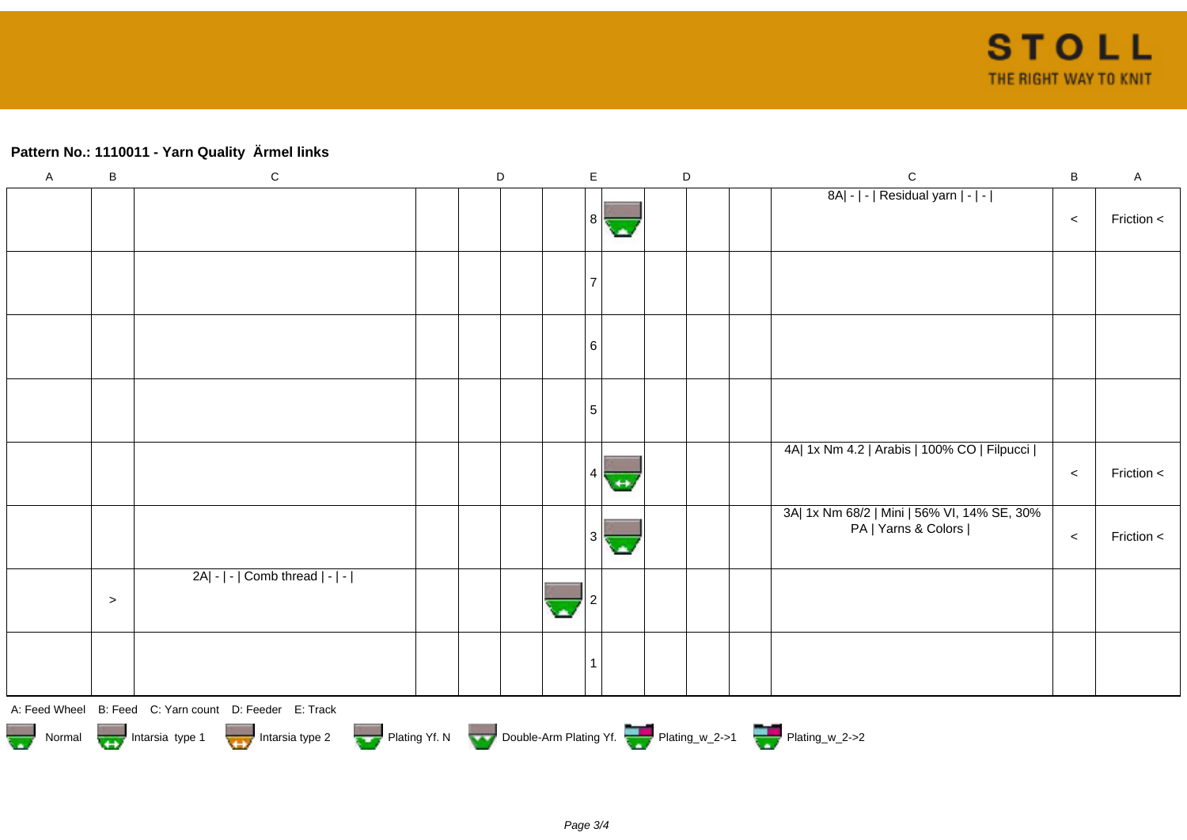**Pattern No.: 1110011 - Yarn Quality  Ärmel links**

| A | B | C | D | D | D | D | E | D | D | D | D | C | B | A |
|---|---|---|---|---|---|---|---|---|---|---|---|---|---|---|
| | | | | | | | 8 | | | | | 8A\| - \| - \| Residual yarn \| - \| - \| | < | Friction < |
| | | | | | | | 7 | | | | | | | |
| | | | | | | | 6 | | | | | | | |
| | | | | | | | 5 | | | | | | | |
| | | | | | | | 4 | | | | | 4A\| 1x Nm 4.2 \| Arabis \| 100% CO \| Filpucci \| | < | Friction < |
| | | | | | | | 3 | | | | | 3A\| 1x Nm 68/2 \| Mini \| 56% VI, 14% SE, 30% PA \| Yarns & Colors \| | < | Friction < |
| | > | 2A\| - \| - \| Comb thread \| - \| - \| | | | | | 2 | | | | | | | |
| | | | | | | | 1 | | | | | | | |

A: Feed Wheel B: Feed C: Yarn count D: Feeder E: Track

Normal Intarsia type 1 Intarsia type 2 Plating Yf. N Double-Arm Plating Yf. Plating_w_2->1 Plating_w_2->2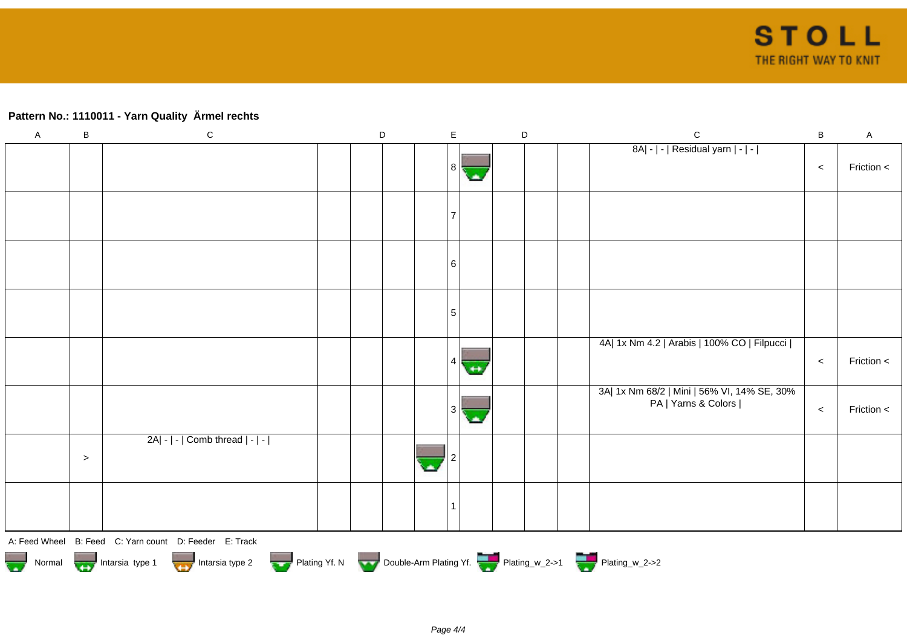**Pattern No.: 1110011 - Yarn Quality  Ärmel rechts**

| A | B | C | D | D | D | D | E | D | D | D | D | C | B | A |
|---|---|---|---|---|---|---|---|---|---|---|---|---|---|---|
| | | | | | | | 8 | | | | | 8A\| - \| - \| Residual yarn \| - \| - \| | < | Friction < |
| | | | | | | | 7 | | | | | | | |
| | | | | | | | 6 | | | | | | | |
| | | | | | | | 5 | | | | | | | |
| | | | | | | | 4 | | | | | 4A\| 1x Nm 4.2 \| Arabis \| 100% CO \| Filpucci \| | < | Friction < |
| | | | | | | | 3 | | | | | 3A\| 1x Nm 68/2 \| Mini \| 56% VI, 14% SE, 30% PA \| Yarns & Colors \| | < | Friction < |
| | > | 2A\| - \| - \| Comb thread \| - \| - \| | | | | | 2 | | | | | | | |
| | | | | | | | 1 | | | | | | | |

A: Feed Wheel   B: Feed   C: Yarn count   D: Feeder   E: Track

Normal   Intarsia type 1   Intarsia type 2   Plating Yf. N   Double-Arm Plating Yf.   Plating_w_2->1   Plating_w_2->2